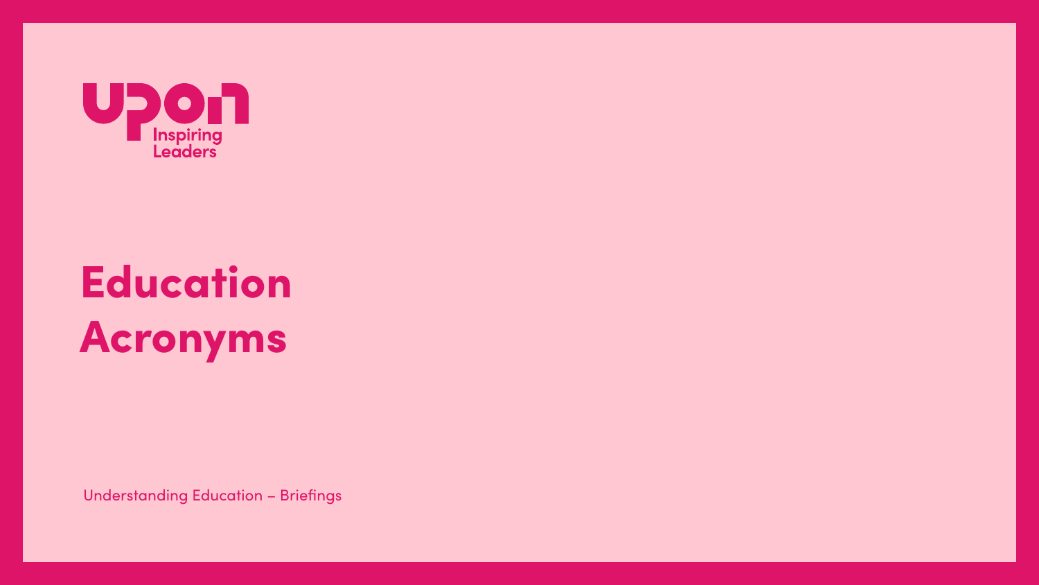upon
Inspiring Leaders

# Education Acronyms

Understanding Education – Briefings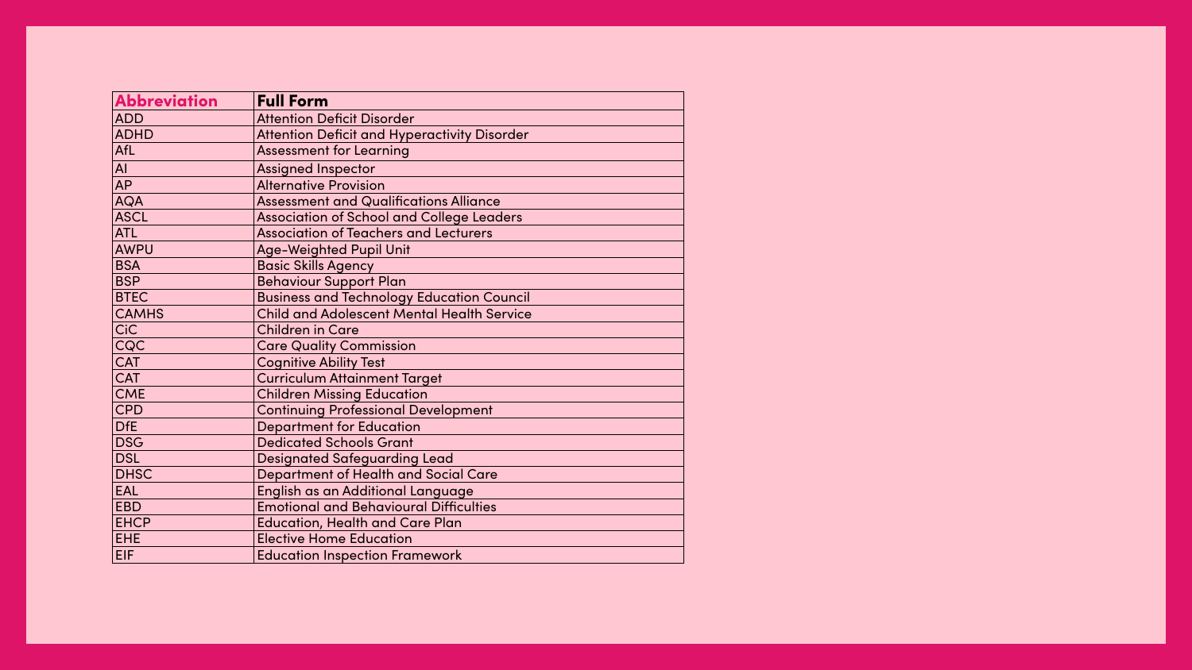| Abbreviation | Full Form |
| --- | --- |
| ADD | Attention Deficit Disorder |
| ADHD | Attention Deficit and Hyperactivity Disorder |
| AfL | Assessment for Learning |
| AI | Assigned Inspector |
| AP | Alternative Provision |
| AQA | Assessment and Qualifications Alliance |
| ASCL | Association of School and College Leaders |
| ATL | Association of Teachers and Lecturers |
| AWPU | Age-Weighted Pupil Unit |
| BSA | Basic Skills Agency |
| BSP | Behaviour Support Plan |
| BTEC | Business and Technology Education Council |
| CAMHS | Child and Adolescent Mental Health Service |
| CiC | Children in Care |
| CQC | Care Quality Commission |
| CAT | Cognitive Ability Test |
| CAT | Curriculum Attainment Target |
| CME | Children Missing Education |
| CPD | Continuing Professional Development |
| DfE | Department for Education |
| DSG | Dedicated Schools Grant |
| DSL | Designated Safeguarding Lead |
| DHSC | Department of Health and Social Care |
| EAL | English as an Additional Language |
| EBD | Emotional and Behavioural Difficulties |
| EHCP | Education, Health and Care Plan |
| EHE | Elective Home Education |
| EIF | Education Inspection Framework |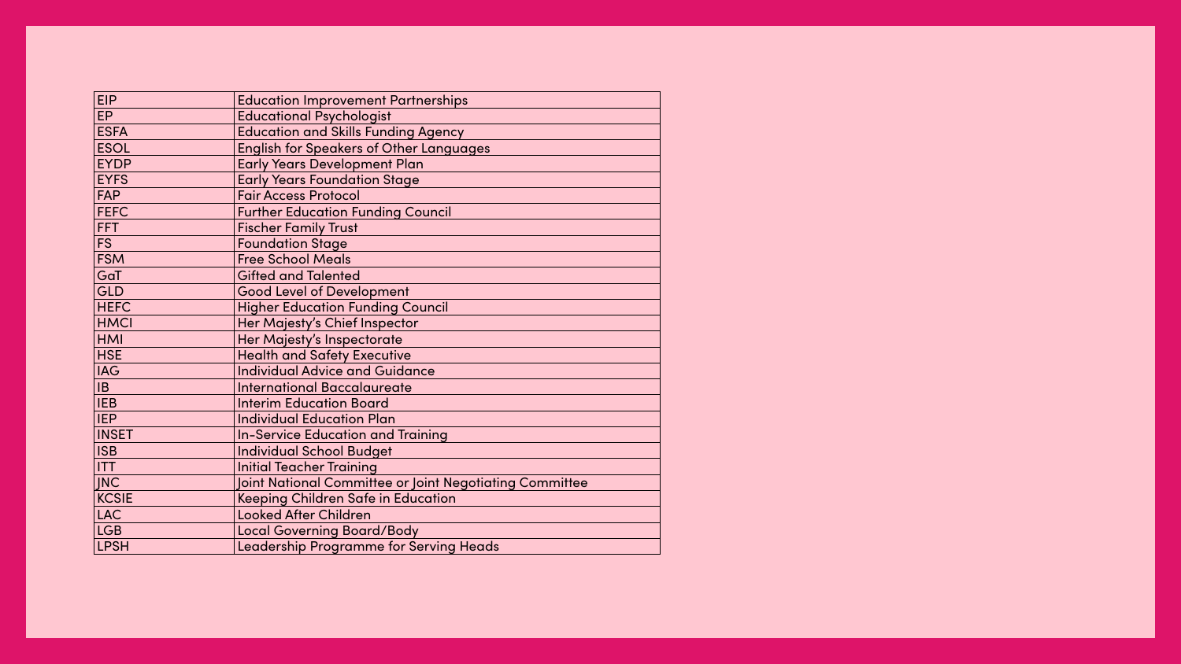| EIP | Education Improvement Partnerships |
|---|---|
| EP | Educational Psychologist |
| ESFA | Education and Skills Funding Agency |
| ESOL | English for Speakers of Other Languages |
| EYDP | Early Years Development Plan |
| EYFS | Early Years Foundation Stage |
| FAP | Fair Access Protocol |
| FEFC | Further Education Funding Council |
| FFT | Fischer Family Trust |
| FS | Foundation Stage |
| FSM | Free School Meals |
| GaT | Gifted and Talented |
| GLD | Good Level of Development |
| HEFC | Higher Education Funding Council |
| HMCI | Her Majesty's Chief Inspector |
| HMI | Her Majesty's Inspectorate |
| HSE | Health and Safety Executive |
| IAG | Individual Advice and Guidance |
| IB | International Baccalaureate |
| IEB | Interim Education Board |
| IEP | Individual Education Plan |
| INSET | In-Service Education and Training |
| ISB | Individual School Budget |
| ITT | Initial Teacher Training |
| JNC | Joint National Committee or Joint Negotiating Committee |
| KCSIE | Keeping Children Safe in Education |
| LAC | Looked After Children |
| LGB | Local Governing Board/Body |
| LPSH | Leadership Programme for Serving Heads |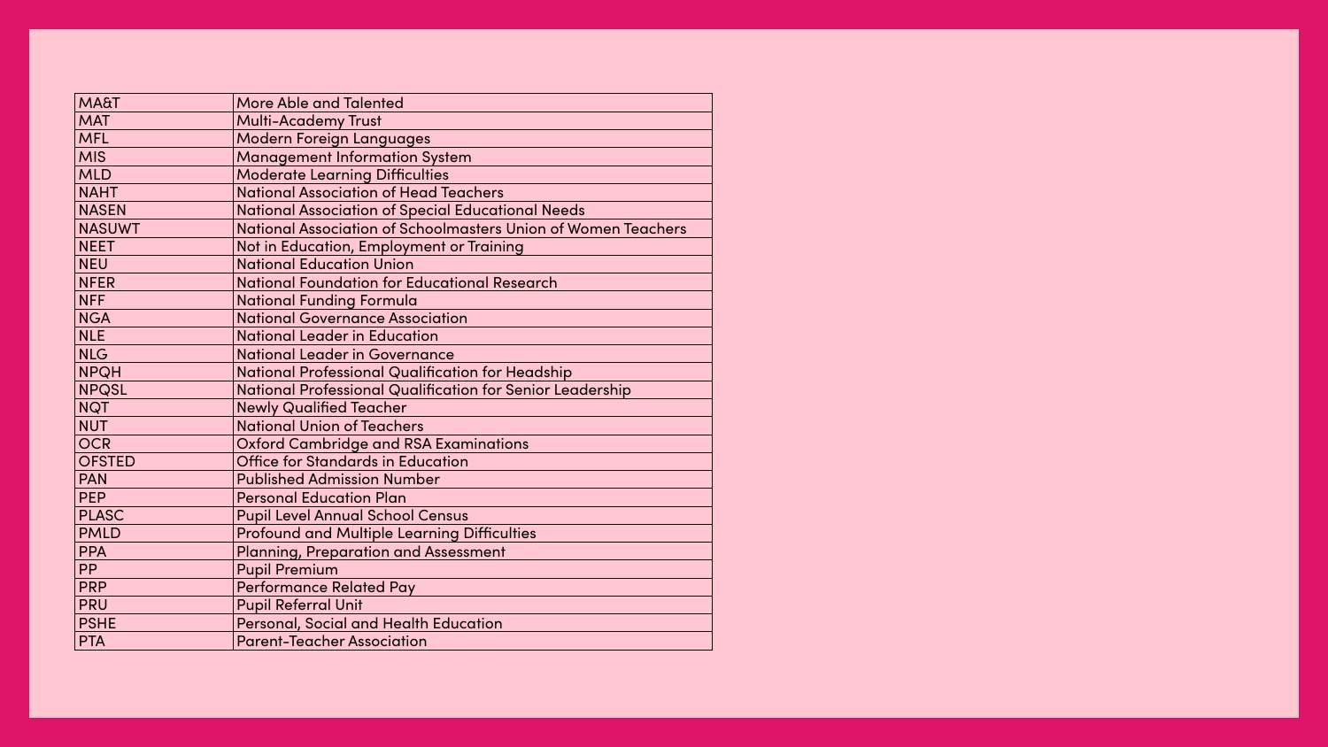| | |
|---|---|
| MA&T | More Able and Talented |
| MAT | Multi-Academy Trust |
| MFL | Modern Foreign Languages |
| MIS | Management Information System |
| MLD | Moderate Learning Difficulties |
| NAHT | National Association of Head Teachers |
| NASEN | National Association of Special Educational Needs |
| NASUWT | National Association of Schoolmasters Union of Women Teachers |
| NEET | Not in Education, Employment or Training |
| NEU | National Education Union |
| NFER | National Foundation for Educational Research |
| NFF | National Funding Formula |
| NGA | National Governance Association |
| NLE | National Leader in Education |
| NLG | National Leader in Governance |
| NPQH | National Professional Qualification for Headship |
| NPQSL | National Professional Qualification for Senior Leadership |
| NQT | Newly Qualified Teacher |
| NUT | National Union of Teachers |
| OCR | Oxford Cambridge and RSA Examinations |
| OFSTED | Office for Standards in Education |
| PAN | Published Admission Number |
| PEP | Personal Education Plan |
| PLASC | Pupil Level Annual School Census |
| PMLD | Profound and Multiple Learning Difficulties |
| PPA | Planning, Preparation and Assessment |
| PP | Pupil Premium |
| PRP | Performance Related Pay |
| PRU | Pupil Referral Unit |
| PSHE | Personal, Social and Health Education |
| PTA | Parent-Teacher Association |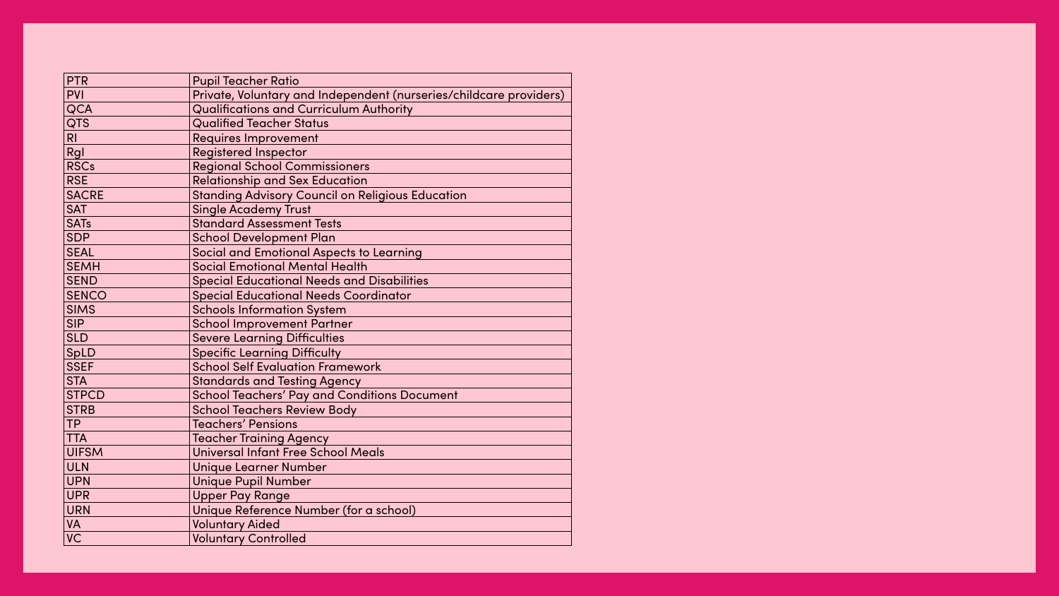| | |
|---|---|
| PTR | Pupil Teacher Ratio |
| PVI | Private, Voluntary and Independent (nurseries/childcare providers) |
| QCA | Qualifications and Curriculum Authority |
| QTS | Qualified Teacher Status |
| RI | Requires Improvement |
| RgI | Registered Inspector |
| RSCs | Regional School Commissioners |
| RSE | Relationship and Sex Education |
| SACRE | Standing Advisory Council on Religious Education |
| SAT | Single Academy Trust |
| SATs | Standard Assessment Tests |
| SDP | School Development Plan |
| SEAL | Social and Emotional Aspects to Learning |
| SEMH | Social Emotional Mental Health |
| SEND | Special Educational Needs and Disabilities |
| SENCO | Special Educational Needs Coordinator |
| SIMS | Schools Information System |
| SIP | School Improvement Partner |
| SLD | Severe Learning Difficulties |
| SpLD | Specific Learning Difficulty |
| SSEF | School Self Evaluation Framework |
| STA | Standards and Testing Agency |
| STPCD | School Teachers' Pay and Conditions Document |
| STRB | School Teachers Review Body |
| TP | Teachers' Pensions |
| TTA | Teacher Training Agency |
| UIFSM | Universal Infant Free School Meals |
| ULN | Unique Learner Number |
| UPN | Unique Pupil Number |
| UPR | Upper Pay Range |
| URN | Unique Reference Number (for a school) |
| VA | Voluntary Aided |
| VC | Voluntary Controlled |